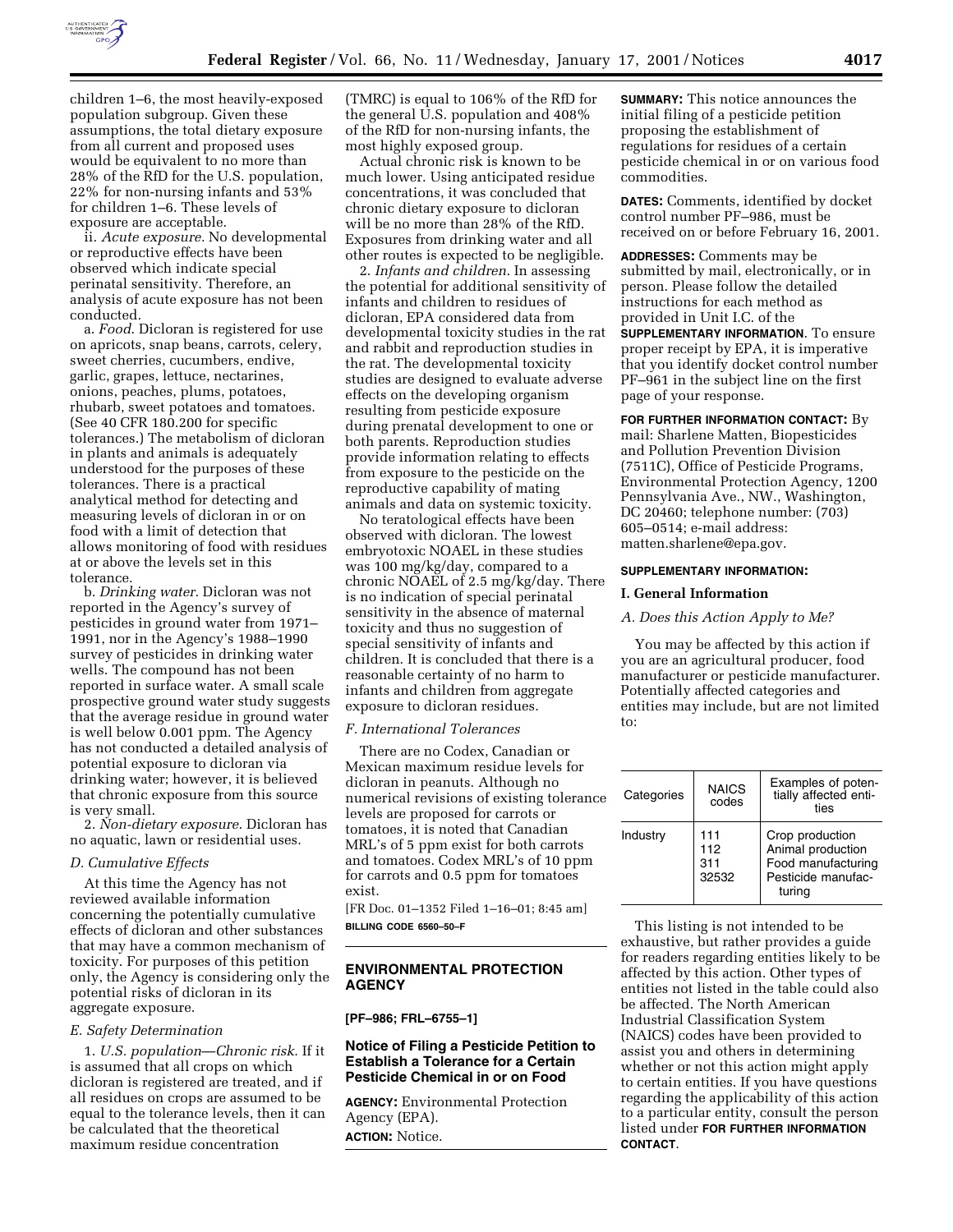children 1–6, the most heavily-exposed population subgroup. Given these assumptions, the total dietary exposure from all current and proposed uses would be equivalent to no more than 28% of the RfD for the U.S. population, 22% for non-nursing infants and 53% for children 1–6. These levels of exposure are acceptable.

ii. *Acute exposure*. No developmental or reproductive effects have been observed which indicate special perinatal sensitivity. Therefore, an analysis of acute exposure has not been conducted.

a. *Food*. Dicloran is registered for use on apricots, snap beans, carrots, celery, sweet cherries, cucumbers, endive, garlic, grapes, lettuce, nectarines, onions, peaches, plums, potatoes, rhubarb, sweet potatoes and tomatoes. (See 40 CFR 180.200 for specific tolerances.) The metabolism of dicloran in plants and animals is adequately understood for the purposes of these tolerances. There is a practical analytical method for detecting and measuring levels of dicloran in or on food with a limit of detection that allows monitoring of food with residues at or above the levels set in this tolerance.

b. *Drinking water*. Dicloran was not reported in the Agency's survey of pesticides in ground water from 1971–1991, nor in the Agency's 1988–1990 survey of pesticides in drinking water wells. The compound has not been reported in surface water. A small scale prospective ground water study suggests that the average residue in ground water is well below 0.001 ppm. The Agency has not conducted a detailed analysis of potential exposure to dicloran via drinking water; however, it is believed that chronic exposure from this source is very small.

2. *Non-dietary exposure*. Dicloran has no aquatic, lawn or residential uses.

### *D. Cumulative Effects*

At this time the Agency has not reviewed available information concerning the potentially cumulative effects of dicloran and other substances that may have a common mechanism of toxicity. For purposes of this petition only, the Agency is considering only the potential risks of dicloran in its aggregate exposure.

### *E. Safety Determination*

1. *U.S. population—Chronic risk*. If it is assumed that all crops on which dicloran is registered are treated, and if all residues on crops are assumed to be equal to the tolerance levels, then it can be calculated that the theoretical maximum residue concentration (TMRC) is equal to 106% of the RfD for the general U.S. population and 408% of the RfD for non-nursing infants, the most highly exposed group.

Actual chronic risk is known to be much lower. Using anticipated residue concentrations, it was concluded that chronic dietary exposure to dicloran will be no more than 28% of the RfD. Exposures from drinking water and all other routes is expected to be negligible.

2. *Infants and children*. In assessing the potential for additional sensitivity of infants and children to residues of dicloran, EPA considered data from developmental toxicity studies in the rat and rabbit and reproduction studies in the rat. The developmental toxicity studies are designed to evaluate adverse effects on the developing organism resulting from pesticide exposure during prenatal development to one or both parents. Reproduction studies provide information relating to effects from exposure to the pesticide on the reproductive capability of mating animals and data on systemic toxicity.

No teratological effects have been observed with dicloran. The lowest embryotoxic NOAEL in these studies was 100 mg/kg/day, compared to a chronic NOAEL of 2.5 mg/kg/day. There is no indication of special perinatal sensitivity in the absence of maternal toxicity and thus no suggestion of special sensitivity of infants and children. It is concluded that there is a reasonable certainty of no harm to infants and children from aggregate exposure to dicloran residues.

### *F. International Tolerances*

There are no Codex, Canadian or Mexican maximum residue levels for dicloran in peanuts. Although no numerical revisions of existing tolerance levels are proposed for carrots or tomatoes, it is noted that Canadian MRL's of 5 ppm exist for both carrots and tomatoes. Codex MRL's of 10 ppm for carrots and 0.5 ppm for tomatoes exist.

[FR Doc. 01–1352 Filed 1–16–01; 8:45 am]

**BILLING CODE 6560–50–F**

---

## ENVIRONMENTAL PROTECTION AGENCY

**[PF–986; FRL–6755–1]**

## Notice of Filing a Pesticide Petition to Establish a Tolerance for a Certain Pesticide Chemical in or on Food

**AGENCY:** Environmental Protection Agency (EPA).

**ACTION:** Notice.

**SUMMARY:** This notice announces the initial filing of a pesticide petition proposing the establishment of regulations for residues of a certain pesticide chemical in or on various food commodities.

**DATES:** Comments, identified by docket control number PF–986, must be received on or before February 16, 2001.

**ADDRESSES:** Comments may be submitted by mail, electronically, or in person. Please follow the detailed instructions for each method as provided in Unit I.C. of the **SUPPLEMENTARY INFORMATION**. To ensure proper receipt by EPA, it is imperative that you identify docket control number PF–961 in the subject line on the first page of your response.

**FOR FURTHER INFORMATION CONTACT:** By mail: Sharlene Matten, Biopesticides and Pollution Prevention Division (7511C), Office of Pesticide Programs, Environmental Protection Agency, 1200 Pennsylvania Ave., NW., Washington, DC 20460; telephone number: (703) 605–0514; e-mail address: matten.sharlene@epa.gov.

**SUPPLEMENTARY INFORMATION:**

### I. General Information

#### *A. Does this Action Apply to Me?*

You may be affected by this action if you are an agricultural producer, food manufacturer or pesticide manufacturer. Potentially affected categories and entities may include, but are not limited to:

| Categories | NAICS codes | Examples of potentially affected entities |
|---|---|---|
| Industry | 111<br>112<br>311<br>32532 | Crop production<br>Animal production<br>Food manufacturing<br>Pesticide manufacturing |

This listing is not intended to be exhaustive, but rather provides a guide for readers regarding entities likely to be affected by this action. Other types of entities not listed in the table could also be affected. The North American Industrial Classification System (NAICS) codes have been provided to assist you and others in determining whether or not this action might apply to certain entities. If you have questions regarding the applicability of this action to a particular entity, consult the person listed under **FOR FURTHER INFORMATION CONTACT**.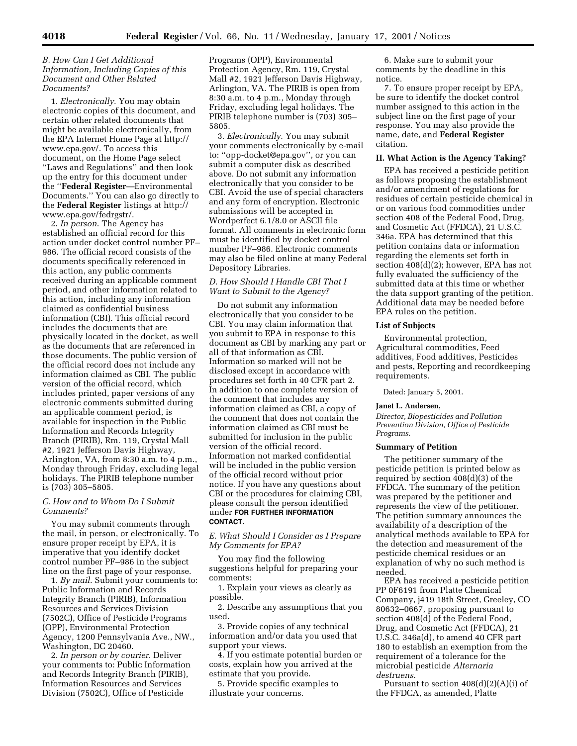### B. How Can I Get Additional Information, Including Copies of this Document and Other Related Documents?

1. *Electronically*. You may obtain electronic copies of this document, and certain other related documents that might be available electronically, from the EPA Internet Home Page at http://www.epa.gov/. To access this document, on the Home Page select ''Laws and Regulations'' and then look up the entry for this document under the ''**Federal Register**—Environmental Documents.'' You can also go directly to the **Federal Register** listings at http://www.epa.gov/fedrgstr/.

2. *In person*. The Agency has established an official record for this action under docket control number PF–986. The official record consists of the documents specifically referenced in this action, any public comments received during an applicable comment period, and other information related to this action, including any information claimed as confidential business information (CBI). This official record includes the documents that are physically located in the docket, as well as the documents that are referenced in those documents. The public version of the official record does not include any information claimed as CBI. The public version of the official record, which includes printed, paper versions of any electronic comments submitted during an applicable comment period, is available for inspection in the Public Information and Records Integrity Branch (PIRIB), Rm. 119, Crystal Mall #2, 1921 Jefferson Davis Highway, Arlington, VA, from 8:30 a.m. to 4 p.m., Monday through Friday, excluding legal holidays. The PIRIB telephone number is (703) 305–5805.

### C. How and to Whom Do I Submit Comments?

You may submit comments through the mail, in person, or electronically. To ensure proper receipt by EPA, it is imperative that you identify docket control number PF–986 in the subject line on the first page of your response.

1. *By mail*. Submit your comments to: Public Information and Records Integrity Branch (PIRIB), Information Resources and Services Division (7502C), Office of Pesticide Programs (OPP), Environmental Protection Agency, 1200 Pennsylvania Ave., NW., Washington, DC 20460.

2. *In person or by courier*. Deliver your comments to: Public Information and Records Integrity Branch (PIRIB), Information Resources and Services Division (7502C), Office of Pesticide Programs (OPP), Environmental Protection Agency, Rm. 119, Crystal Mall #2, 1921 Jefferson Davis Highway, Arlington, VA. The PIRIB is open from 8:30 a.m. to 4 p.m., Monday through Friday, excluding legal holidays. The PIRIB telephone number is (703) 305–5805.

3. *Electronically*. You may submit your comments electronically by e-mail to: ''opp-docket@epa.gov'', or you can submit a computer disk as described above. Do not submit any information electronically that you consider to be CBI. Avoid the use of special characters and any form of encryption. Electronic submissions will be accepted in Wordperfect 6.1/8.0 or ASCII file format. All comments in electronic form must be identified by docket control number PF–986. Electronic comments may also be filed online at many Federal Depository Libraries.

### D. How Should I Handle CBI That I Want to Submit to the Agency?

Do not submit any information electronically that you consider to be CBI. You may claim information that you submit to EPA in response to this document as CBI by marking any part or all of that information as CBI. Information so marked will not be disclosed except in accordance with procedures set forth in 40 CFR part 2. In addition to one complete version of the comment that includes any information claimed as CBI, a copy of the comment that does not contain the information claimed as CBI must be submitted for inclusion in the public version of the official record. Information not marked confidential will be included in the public version of the official record without prior notice. If you have any questions about CBI or the procedures for claiming CBI, please consult the person identified under **FOR FURTHER INFORMATION CONTACT**.

### E. What Should I Consider as I Prepare My Comments for EPA?

You may find the following suggestions helpful for preparing your comments:

1. Explain your views as clearly as possible.

2. Describe any assumptions that you used.

3. Provide copies of any technical information and/or data you used that support your views.

4. If you estimate potential burden or costs, explain how you arrived at the estimate that you provide.

5. Provide specific examples to illustrate your concerns.

6. Make sure to submit your comments by the deadline in this notice.

7. To ensure proper receipt by EPA, be sure to identify the docket control number assigned to this action in the subject line on the first page of your response. You may also provide the name, date, and **Federal Register** citation.

## II. What Action is the Agency Taking?

EPA has received a pesticide petition as follows proposing the establishment and/or amendment of regulations for residues of certain pesticide chemical in or on various food commodities under section 408 of the Federal Food, Drug, and Cosmetic Act (FFDCA), 21 U.S.C. 346a. EPA has determined that this petition contains data or information regarding the elements set forth in section 408(d)(2); however, EPA has not fully evaluated the sufficiency of the submitted data at this time or whether the data support granting of the petition. Additional data may be needed before EPA rules on the petition.

### List of Subjects

Environmental protection, Agricultural commodities, Feed additives, Food additives, Pesticides and pests, Reporting and recordkeeping requirements.

Dated: January 5, 2001.

**Janet L. Andersen,**

*Director, Biopesticides and Pollution Prevention Division, Office of Pesticide Programs.*

### Summary of Petition

The petitioner summary of the pesticide petition is printed below as required by section 408(d)(3) of the FFDCA. The summary of the petition was prepared by the petitioner and represents the view of the petitioner. The petition summary announces the availability of a description of the analytical methods available to EPA for the detection and measurement of the pesticide chemical residues or an explanation of why no such method is needed.

EPA has received a pesticide petition PP 0F6191 from Platte Chemical Company, j419 18th Street, Greeley, CO 80632–0667, proposing pursuant to section 408(d) of the Federal Food, Drug, and Cosmetic Act (FFDCA), 21 U.S.C. 346a(d), to amend 40 CFR part 180 to establish an exemption from the requirement of a tolerance for the microbial pesticide *Alternaria destruens*.

Pursuant to section 408(d)(2)(A)(i) of the FFDCA, as amended, Platte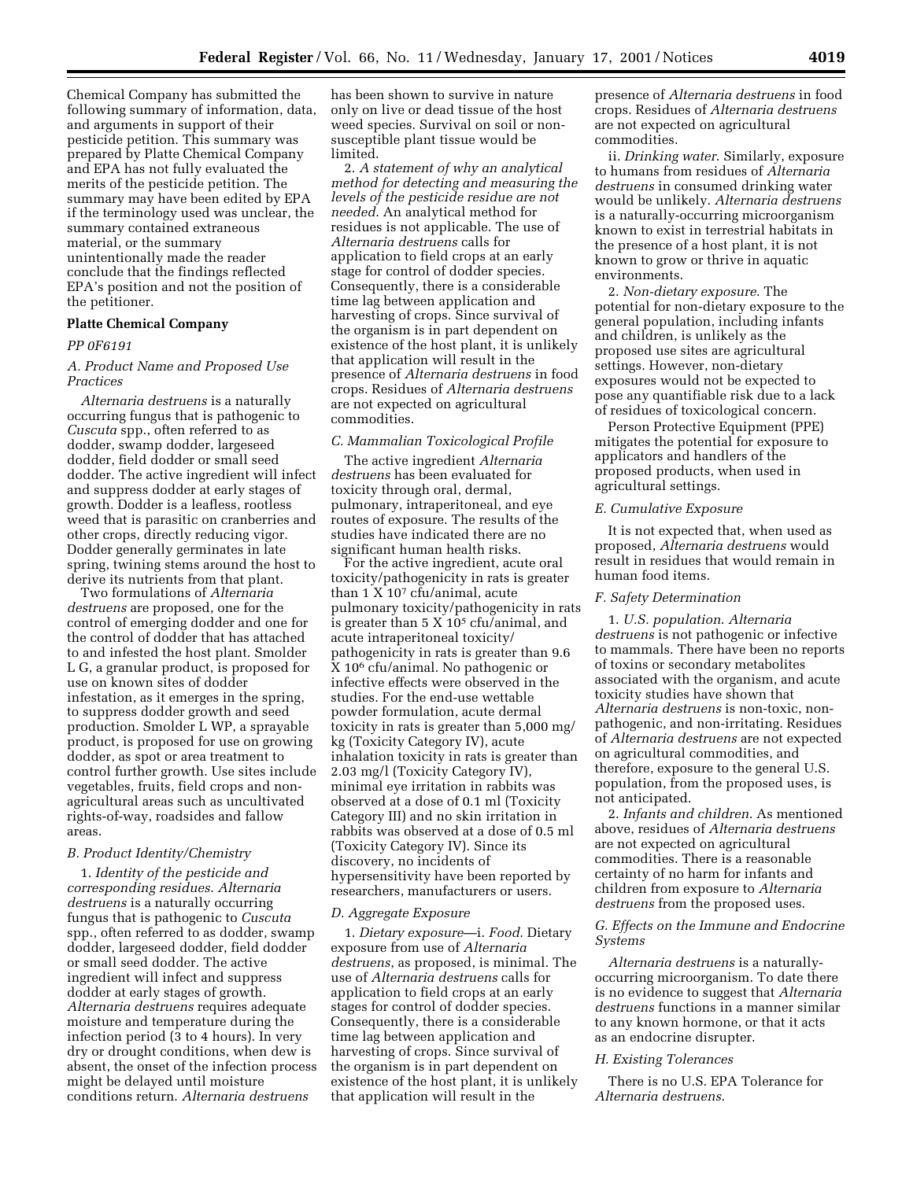Chemical Company has submitted the following summary of information, data, and arguments in support of their pesticide petition. This summary was prepared by Platte Chemical Company and EPA has not fully evaluated the merits of the pesticide petition. The summary may have been edited by EPA if the terminology used was unclear, the summary contained extraneous material, or the summary unintentionally made the reader conclude that the findings reflected EPA's position and not the position of the petitioner.

**Platte Chemical Company**

*PP 0F6191*

*A. Product Name and Proposed Use Practices*

*Alternaria destruens* is a naturally occurring fungus that is pathogenic to *Cuscuta* spp., often referred to as dodder, swamp dodder, largeseed dodder, field dodder or small seed dodder. The active ingredient will infect and suppress dodder at early stages of growth. Dodder is a leafless, rootless weed that is parasitic on cranberries and other crops, directly reducing vigor. Dodder generally germinates in late spring, twining stems around the host to derive its nutrients from that plant.

Two formulations of *Alternaria destruens* are proposed, one for the control of emerging dodder and one for the control of dodder that has attached to and infested the host plant. Smolder L G, a granular product, is proposed for use on known sites of dodder infestation, as it emerges in the spring, to suppress dodder growth and seed production. Smolder L WP, a sprayable product, is proposed for use on growing dodder, as spot or area treatment to control further growth. Use sites include vegetables, fruits, field crops and non-agricultural areas such as uncultivated rights-of-way, roadsides and fallow areas.

*B. Product Identity/Chemistry*

1. *Identity of the pesticide and corresponding residues*. *Alternaria destruens* is a naturally occurring fungus that is pathogenic to *Cuscuta* spp., often referred to as dodder, swamp dodder, largeseed dodder, field dodder or small seed dodder. The active ingredient will infect and suppress dodder at early stages of growth. *Alternaria destruens* requires adequate moisture and temperature during the infection period (3 to 4 hours). In very dry or drought conditions, when dew is absent, the onset of the infection process might be delayed until moisture conditions return. *Alternaria destruens* has been shown to survive in nature only on live or dead tissue of the host weed species. Survival on soil or non-susceptible plant tissue would be limited.

2. *A statement of why an analytical method for detecting and measuring the levels of the pesticide residue are not needed*. An analytical method for residues is not applicable. The use of *Alternaria destruens* calls for application to field crops at an early stage for control of dodder species. Consequently, there is a considerable time lag between application and harvesting of crops. Since survival of the organism is in part dependent on existence of the host plant, it is unlikely that application will result in the presence of *Alternaria destruens* in food crops. Residues of *Alternaria destruens* are not expected on agricultural commodities.

*C. Mammalian Toxicological Profile*

The active ingredient *Alternaria destruens* has been evaluated for toxicity through oral, dermal, pulmonary, intraperitoneal, and eye routes of exposure. The results of the studies have indicated there are no significant human health risks.

For the active ingredient, acute oral toxicity/pathogenicity in rats is greater than $1 \times 10^7$ cfu/animal, acute pulmonary toxicity/pathogenicity in rats is greater than $5 \times 10^5$ cfu/animal, and acute intraperitoneal toxicity/pathogenicity in rats is greater than $9.6 \times 10^6$ cfu/animal. No pathogenic or infective effects were observed in the studies. For the end-use wettable powder formulation, acute dermal toxicity in rats is greater than 5,000 mg/kg (Toxicity Category IV), acute inhalation toxicity in rats is greater than 2.03 mg/l (Toxicity Category IV), minimal eye irritation in rabbits was observed at a dose of 0.1 ml (Toxicity Category III) and no skin irritation in rabbits was observed at a dose of 0.5 ml (Toxicity Category IV). Since its discovery, no incidents of hypersensitivity have been reported by researchers, manufacturers or users.

*D. Aggregate Exposure*

1. *Dietary exposure*—i. *Food*. Dietary exposure from use of *Alternaria destruens*, as proposed, is minimal. The use of *Alternaria destruens* calls for application to field crops at an early stages for control of dodder species. Consequently, there is a considerable time lag between application and harvesting of crops. Since survival of the organism is in part dependent on existence of the host plant, it is unlikely that application will result in the presence of *Alternaria destruens* in food crops. Residues of *Alternaria destruens* are not expected on agricultural commodities.

ii. *Drinking water*. Similarly, exposure to humans from residues of *Alternaria destruens* in consumed drinking water would be unlikely. *Alternaria destruens* is a naturally-occurring microorganism known to exist in terrestrial habitats in the presence of a host plant, it is not known to grow or thrive in aquatic environments.

2. *Non-dietary exposure*. The potential for non-dietary exposure to the general population, including infants and children, is unlikely as the proposed use sites are agricultural settings. However, non-dietary exposures would not be expected to pose any quantifiable risk due to a lack of residues of toxicological concern.

Person Protective Equipment (PPE) mitigates the potential for exposure to applicators and handlers of the proposed products, when used in agricultural settings.

*E. Cumulative Exposure*

It is not expected that, when used as proposed, *Alternaria destruens* would result in residues that would remain in human food items.

*F. Safety Determination*

1. *U.S. population*. *Alternaria destruens* is not pathogenic or infective to mammals. There have been no reports of toxins or secondary metabolites associated with the organism, and acute toxicity studies have shown that *Alternaria destruens* is non-toxic, non-pathogenic, and non-irritating. Residues of *Alternaria destruens* are not expected on agricultural commodities, and therefore, exposure to the general U.S. population, from the proposed uses, is not anticipated.

2. *Infants and children*. As mentioned above, residues of *Alternaria destruens* are not expected on agricultural commodities. There is a reasonable certainty of no harm for infants and children from exposure to *Alternaria destruens* from the proposed uses.

*G. Effects on the Immune and Endocrine Systems*

*Alternaria destruens* is a naturally-occurring microorganism. To date there is no evidence to suggest that *Alternaria destruens* functions in a manner similar to any known hormone, or that it acts as an endocrine disrupter.

*H. Existing Tolerances*

There is no U.S. EPA Tolerance for *Alternaria destruens*.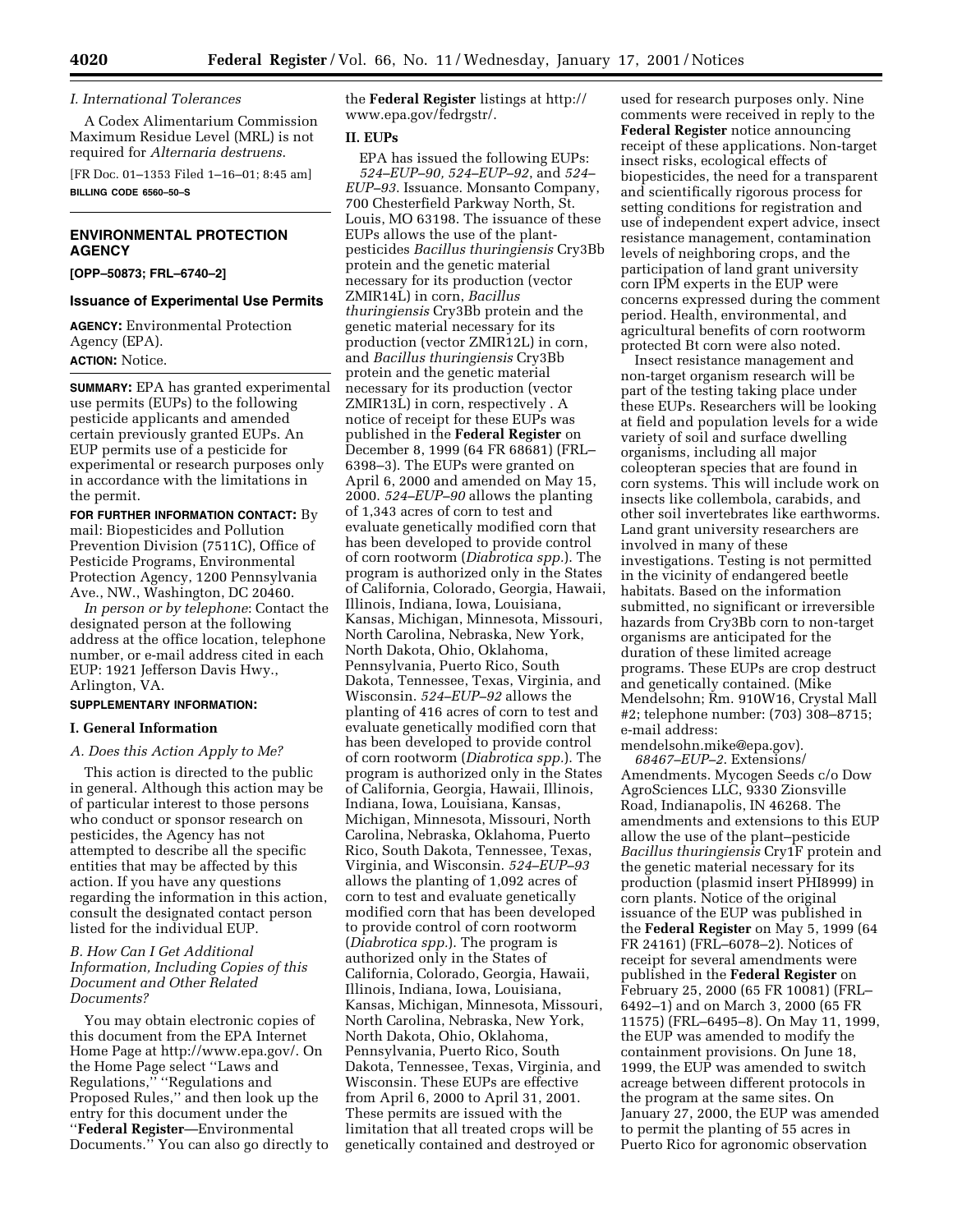*I. International Tolerances*

A Codex Alimentarium Commission Maximum Residue Level (MRL) is not required for *Alternaria destruens*.

[FR Doc. 01–1353 Filed 1–16–01; 8:45 am]

**BILLING CODE 6560–50–S**

---

## ENVIRONMENTAL PROTECTION AGENCY

**[OPP–50873; FRL–6740–2]**

### Issuance of Experimental Use Permits

**AGENCY:** Environmental Protection Agency (EPA).

**ACTION:** Notice.

**SUMMARY:** EPA has granted experimental use permits (EUPs) to the following pesticide applicants and amended certain previously granted EUPs. An EUP permits use of a pesticide for experimental or research purposes only in accordance with the limitations in the permit.

**FOR FURTHER INFORMATION CONTACT:** By mail: Biopesticides and Pollution Prevention Division (7511C), Office of Pesticide Programs, Environmental Protection Agency, 1200 Pennsylvania Ave., NW., Washington, DC 20460.

*In person or by telephone*: Contact the designated person at the following address at the office location, telephone number, or e-mail address cited in each EUP: 1921 Jefferson Davis Hwy., Arlington, VA.

**SUPPLEMENTARY INFORMATION:**

### I. General Information

*A. Does this Action Apply to Me?*

This action is directed to the public in general. Although this action may be of particular interest to those persons who conduct or sponsor research on pesticides, the Agency has not attempted to describe all the specific entities that may be affected by this action. If you have any questions regarding the information in this action, consult the designated contact person listed for the individual EUP.

*B. How Can I Get Additional Information, Including Copies of this Document and Other Related Documents?*

You may obtain electronic copies of this document from the EPA Internet Home Page at http://www.epa.gov/. On the Home Page select ''Laws and Regulations,'' ''Regulations and Proposed Rules,'' and then look up the entry for this document under the ''**Federal Register**—Environmental Documents.'' You can also go directly to the **Federal Register** listings at http://www.epa.gov/fedrgstr/.

### II. EUPs

EPA has issued the following EUPs:

*524–EUP–90, 524–EUP–92*, and *524–EUP–93*. Issuance. Monsanto Company, 700 Chesterfield Parkway North, St. Louis, MO 63198. The issuance of these EUPs allows the use of the plant-pesticides *Bacillus thuringiensis* Cry3Bb protein and the genetic material necessary for its production (vector ZMIR14L) in corn, *Bacillus thuringiensis* Cry3Bb protein and the genetic material necessary for its production (vector ZMIR12L) in corn, and *Bacillus thuringiensis* Cry3Bb protein and the genetic material necessary for its production (vector ZMIR13L) in corn, respectively . A notice of receipt for these EUPs was published in the **Federal Register** on December 8, 1999 (64 FR 68681) (FRL–6398–3). The EUPs were granted on April 6, 2000 and amended on May 15, 2000. *524–EUP–90* allows the planting of 1,343 acres of corn to test and evaluate genetically modified corn that has been developed to provide control of corn rootworm (*Diabrotica spp.*). The program is authorized only in the States of California, Colorado, Georgia, Hawaii, Illinois, Indiana, Iowa, Louisiana, Kansas, Michigan, Minnesota, Missouri, North Carolina, Nebraska, New York, North Dakota, Ohio, Oklahoma, Pennsylvania, Puerto Rico, South Dakota, Tennessee, Texas, Virginia, and Wisconsin. *524–EUP–92* allows the planting of 416 acres of corn to test and evaluate genetically modified corn that has been developed to provide control of corn rootworm (*Diabrotica spp.*). The program is authorized only in the States of California, Georgia, Hawaii, Illinois, Indiana, Iowa, Louisiana, Kansas, Michigan, Minnesota, Missouri, North Carolina, Nebraska, Oklahoma, Puerto Rico, South Dakota, Tennessee, Texas, Virginia, and Wisconsin. *524–EUP–93* allows the planting of 1,092 acres of corn to test and evaluate genetically modified corn that has been developed to provide control of corn rootworm (*Diabrotica spp.*). The program is authorized only in the States of California, Colorado, Georgia, Hawaii, Illinois, Indiana, Iowa, Louisiana, Kansas, Michigan, Minnesota, Missouri, North Carolina, Nebraska, New York, North Dakota, Ohio, Oklahoma, Pennsylvania, Puerto Rico, South Dakota, Tennessee, Texas, Virginia, and Wisconsin. These EUPs are effective from April 6, 2000 to April 31, 2001. These permits are issued with the limitation that all treated crops will be genetically contained and destroyed or used for research purposes only. Nine comments were received in reply to the **Federal Register** notice announcing receipt of these applications. Non-target insect risks, ecological effects of biopesticides, the need for a transparent and scientifically rigorous process for setting conditions for registration and use of independent expert advice, insect resistance management, contamination levels of neighboring crops, and the participation of land grant university corn IPM experts in the EUP were concerns expressed during the comment period. Health, environmental, and agricultural benefits of corn rootworm protected Bt corn were also noted.

Insect resistance management and non-target organism research will be part of the testing taking place under these EUPs. Researchers will be looking at field and population levels for a wide variety of soil and surface dwelling organisms, including all major coleopteran species that are found in corn systems. This will include work on insects like collembola, carabids, and other soil invertebrates like earthworms. Land grant university researchers are involved in many of these investigations. Testing is not permitted in the vicinity of endangered beetle habitats. Based on the information submitted, no significant or irreversible hazards from Cry3Bb corn to non-target organisms are anticipated for the duration of these limited acreage programs. These EUPs are crop destruct and genetically contained. (Mike Mendelsohn; Rm. 910W16, Crystal Mall #2; telephone number: (703) 308–8715; e-mail address: mendelsohn.mike@epa.gov).

*68467–EUP–2*. Extensions/Amendments. Mycogen Seeds c/o Dow AgroSciences LLC, 9330 Zionsville Road, Indianapolis, IN 46268. The amendments and extensions to this EUP allow the use of the plant–pesticide *Bacillus thuringiensis* Cry1F protein and the genetic material necessary for its production (plasmid insert PHI8999) in corn plants. Notice of the original issuance of the EUP was published in the **Federal Register** on May 5, 1999 (64 FR 24161) (FRL–6078–2). Notices of receipt for several amendments were published in the **Federal Register** on February 25, 2000 (65 FR 10081) (FRL–6492–1) and on March 3, 2000 (65 FR 11575) (FRL–6495–8). On May 11, 1999, the EUP was amended to modify the containment provisions. On June 18, 1999, the EUP was amended to switch acreage between different protocols in the program at the same sites. On January 27, 2000, the EUP was amended to permit the planting of 55 acres in Puerto Rico for agronomic observation